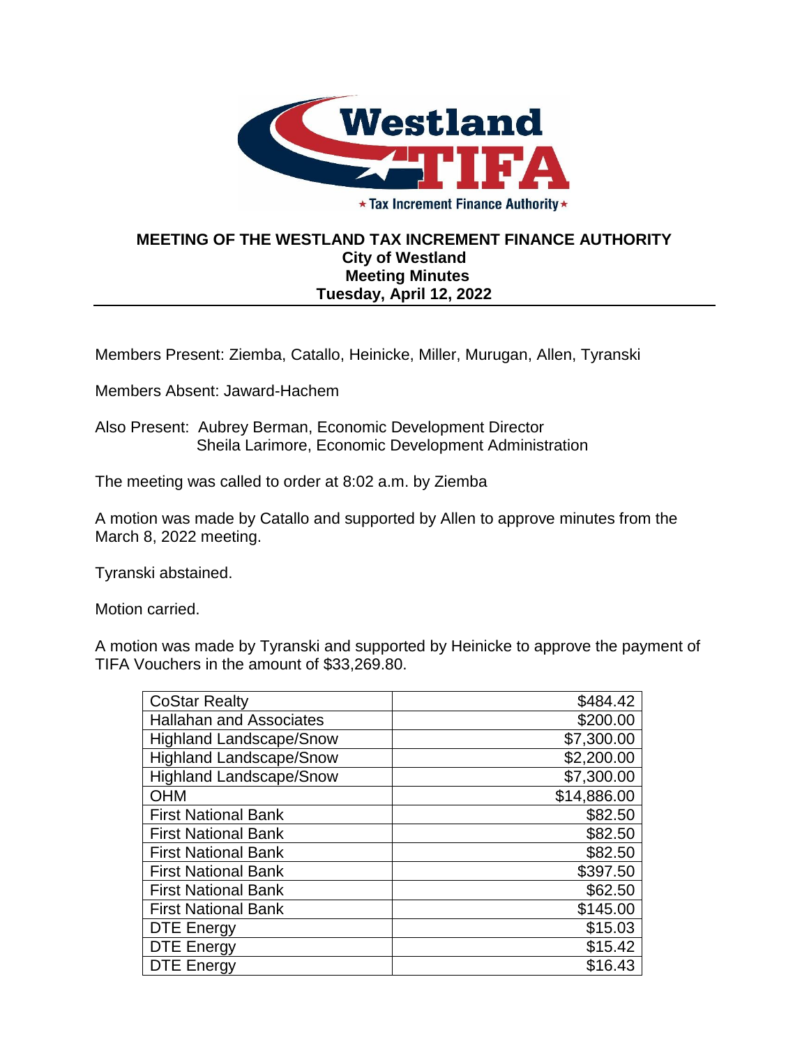# MEETING OF THE WESTLAND TAX INCREMENT FINANCE AUTHORITY

**City of Westland**
**Meeting Minutes**
**Tuesday, April 12, 2022**

Members Present: Ziemba, Catallo, Heinicke, Miller, Murugan, Allen, Tyranski

Members Absent: Jaward-Hachem

Also Present: Aubrey Berman, Economic Development Director
Sheila Larimore, Economic Development Administration

The meeting was called to order at 8:02 a.m. by Ziemba

A motion was made by Catallo and supported by Allen to approve minutes from the March 8, 2022 meeting.

Tyranski abstained.

Motion carried.

A motion was made by Tyranski and supported by Heinicke to approve the payment of TIFA Vouchers in the amount of $33,269.80.

| | |
|---|---:|
| CoStar Realty | $484.42 |
| Hallahan and Associates | $200.00 |
| Highland Landscape/Snow | $7,300.00 |
| Highland Landscape/Snow | $2,200.00 |
| Highland Landscape/Snow | $7,300.00 |
| OHM | $14,886.00 |
| First National Bank | $82.50 |
| First National Bank | $82.50 |
| First National Bank | $82.50 |
| First National Bank | $397.50 |
| First National Bank | $62.50 |
| First National Bank | $145.00 |
| DTE Energy | $15.03 |
| DTE Energy | $15.42 |
| DTE Energy | $16.43 |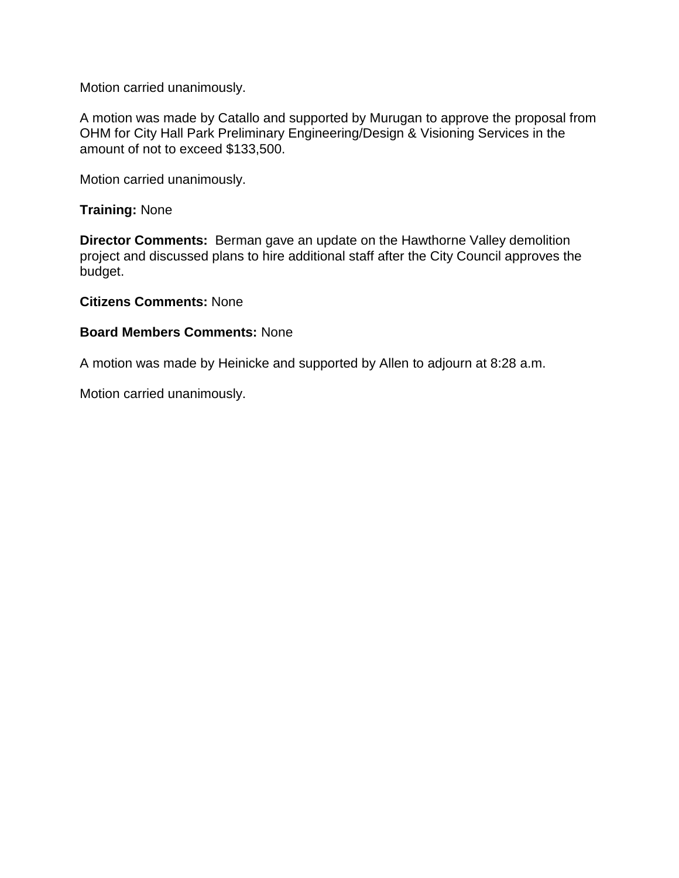Motion carried unanimously.

A motion was made by Catallo and supported by Murugan to approve the proposal from OHM for City Hall Park Preliminary Engineering/Design & Visioning Services in the amount of not to exceed $133,500.

Motion carried unanimously.

**Training:** None

**Director Comments:** Berman gave an update on the Hawthorne Valley demolition project and discussed plans to hire additional staff after the City Council approves the budget.

**Citizens Comments:** None

**Board Members Comments:** None

A motion was made by Heinicke and supported by Allen to adjourn at 8:28 a.m.

Motion carried unanimously.